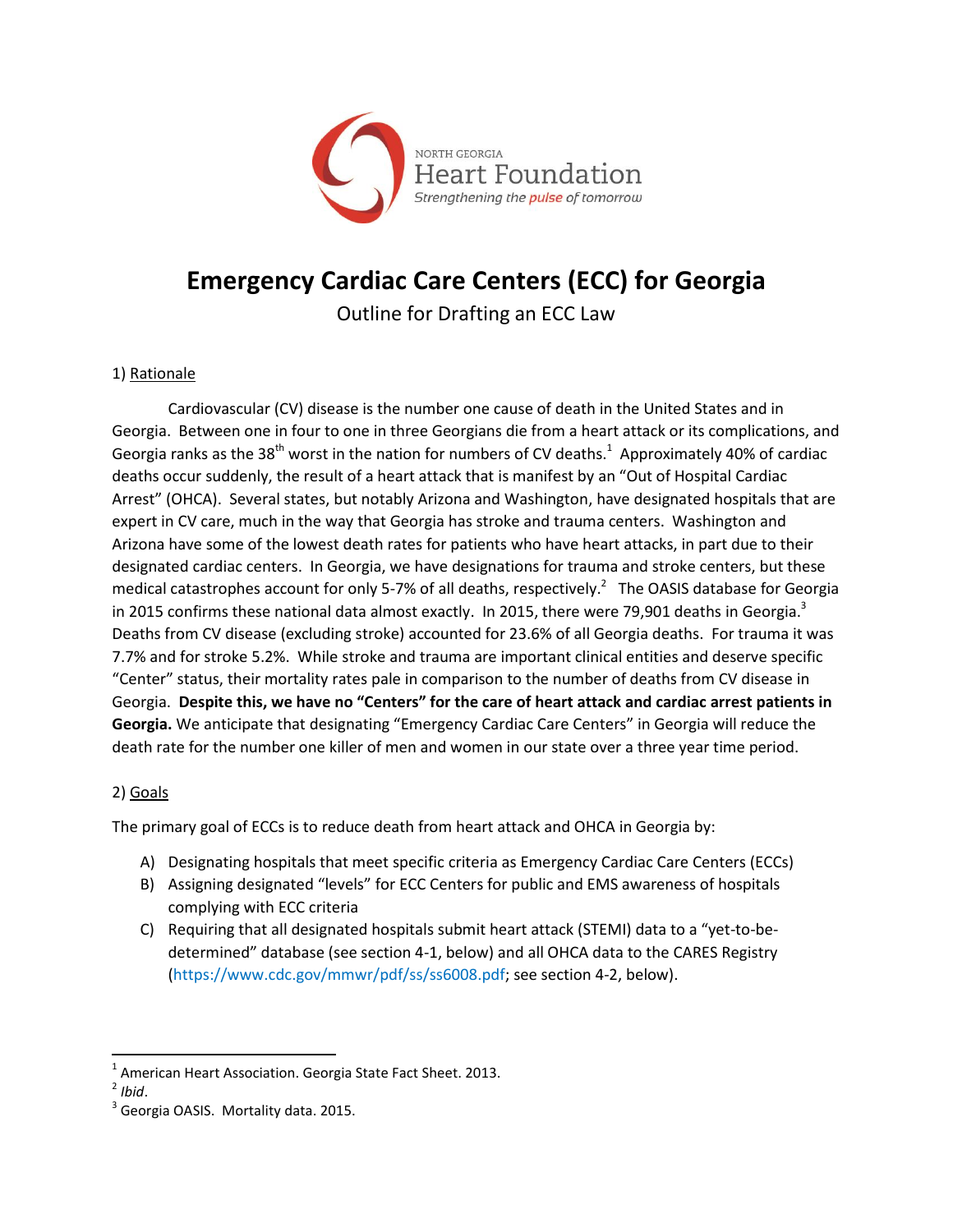NORTH GEORGIA
Heart Foundation
*Strengthening the pulse of tomorrow*

# Emergency Cardiac Care Centers (ECC) for Georgia

Outline for Drafting an ECC Law

## 1) Rationale

Cardiovascular (CV) disease is the number one cause of death in the United States and in Georgia. Between one in four to one in three Georgians die from a heart attack or its complications, and Georgia ranks as the 38th worst in the nation for numbers of CV deaths.[1] Approximately 40% of cardiac deaths occur suddenly, the result of a heart attack that is manifest by an "Out of Hospital Cardiac Arrest" (OHCA). Several states, but notably Arizona and Washington, have designated hospitals that are expert in CV care, much in the way that Georgia has stroke and trauma centers. Washington and Arizona have some of the lowest death rates for patients who have heart attacks, in part due to their designated cardiac centers. In Georgia, we have designations for trauma and stroke centers, but these medical catastrophes account for only 5-7% of all deaths, respectively.[2] The OASIS database for Georgia in 2015 confirms these national data almost exactly. In 2015, there were 79,901 deaths in Georgia.[3] Deaths from CV disease (excluding stroke) accounted for 23.6% of all Georgia deaths. For trauma it was 7.7% and for stroke 5.2%. While stroke and trauma are important clinical entities and deserve specific "Center" status, their mortality rates pale in comparison to the number of deaths from CV disease in Georgia. **Despite this, we have no "Centers" for the care of heart attack and cardiac arrest patients in Georgia.** We anticipate that designating "Emergency Cardiac Care Centers" in Georgia will reduce the death rate for the number one killer of men and women in our state over a three year time period.

## 2) Goals

The primary goal of ECCs is to reduce death from heart attack and OHCA in Georgia by:

A) Designating hospitals that meet specific criteria as Emergency Cardiac Care Centers (ECCs)
B) Assigning designated "levels" for ECC Centers for public and EMS awareness of hospitals complying with ECC criteria
C) Requiring that all designated hospitals submit heart attack (STEMI) data to a "yet-to-be-determined" database (see section 4-1, below) and all OHCA data to the CARES Registry (https://www.cdc.gov/mmwr/pdf/ss/ss6008.pdf; see section 4-2, below).

---

[1] American Heart Association. Georgia State Fact Sheet. 2013.
[2] *Ibid*.
[3] Georgia OASIS. Mortality data. 2015.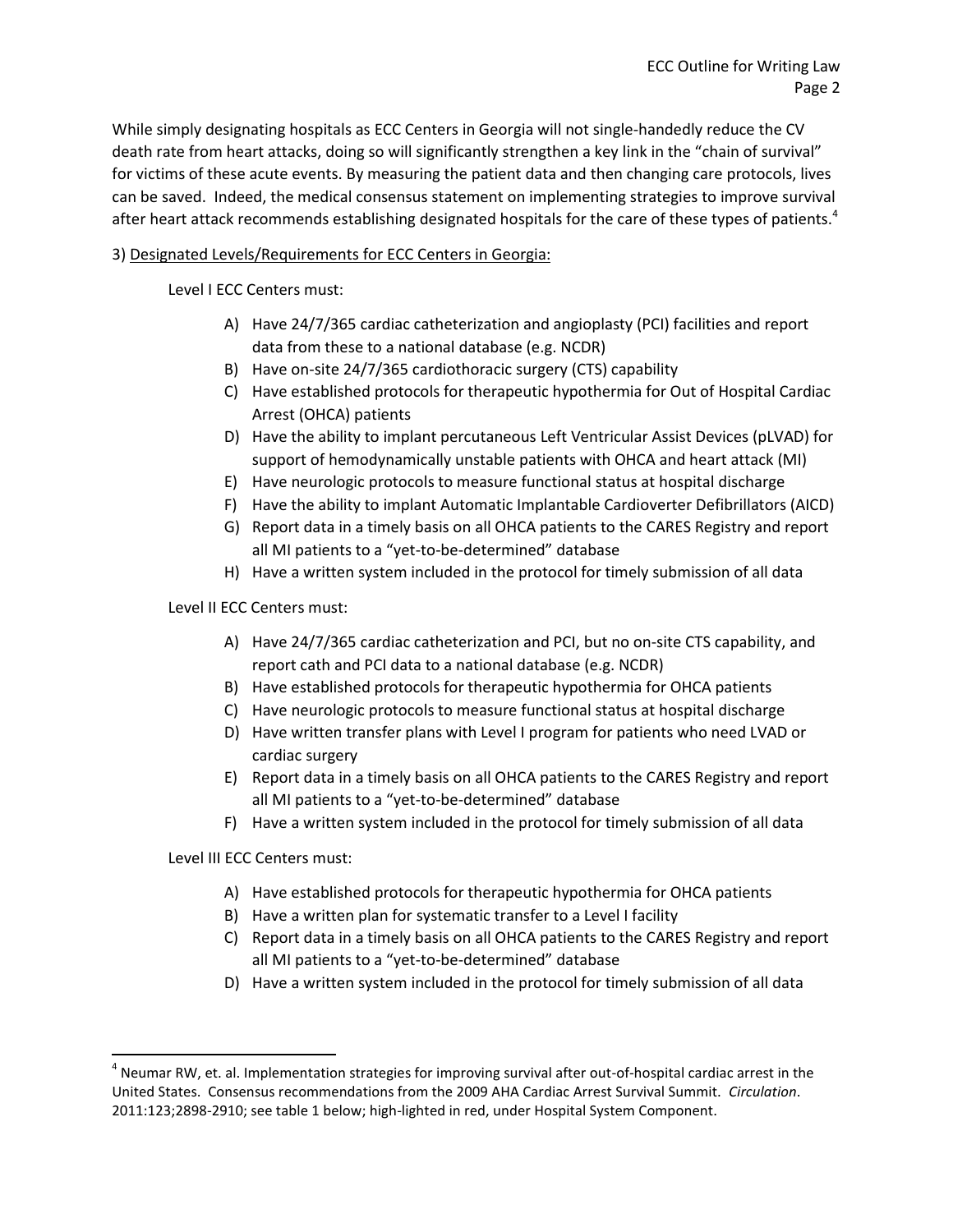While simply designating hospitals as ECC Centers in Georgia will not single-handedly reduce the CV death rate from heart attacks, doing so will significantly strengthen a key link in the "chain of survival" for victims of these acute events. By measuring the patient data and then changing care protocols, lives can be saved. Indeed, the medical consensus statement on implementing strategies to improve survival after heart attack recommends establishing designated hospitals for the care of these types of patients.[4]

3) Designated Levels/Requirements for ECC Centers in Georgia:

Level I ECC Centers must:

- A) Have 24/7/365 cardiac catheterization and angioplasty (PCI) facilities and report data from these to a national database (e.g. NCDR)
- B) Have on-site 24/7/365 cardiothoracic surgery (CTS) capability
- C) Have established protocols for therapeutic hypothermia for Out of Hospital Cardiac Arrest (OHCA) patients
- D) Have the ability to implant percutaneous Left Ventricular Assist Devices (pLVAD) for support of hemodynamically unstable patients with OHCA and heart attack (MI)
- E) Have neurologic protocols to measure functional status at hospital discharge
- F) Have the ability to implant Automatic Implantable Cardioverter Defibrillators (AICD)
- G) Report data in a timely basis on all OHCA patients to the CARES Registry and report all MI patients to a "yet-to-be-determined" database
- H) Have a written system included in the protocol for timely submission of all data

Level II ECC Centers must:

- A) Have 24/7/365 cardiac catheterization and PCI, but no on-site CTS capability, and report cath and PCI data to a national database (e.g. NCDR)
- B) Have established protocols for therapeutic hypothermia for OHCA patients
- C) Have neurologic protocols to measure functional status at hospital discharge
- D) Have written transfer plans with Level I program for patients who need LVAD or cardiac surgery
- E) Report data in a timely basis on all OHCA patients to the CARES Registry and report all MI patients to a "yet-to-be-determined" database
- F) Have a written system included in the protocol for timely submission of all data

Level III ECC Centers must:

- A) Have established protocols for therapeutic hypothermia for OHCA patients
- B) Have a written plan for systematic transfer to a Level I facility
- C) Report data in a timely basis on all OHCA patients to the CARES Registry and report all MI patients to a "yet-to-be-determined" database
- D) Have a written system included in the protocol for timely submission of all data

---

[4] Neumar RW, et. al. Implementation strategies for improving survival after out-of-hospital cardiac arrest in the United States. Consensus recommendations from the 2009 AHA Cardiac Arrest Survival Summit. *Circulation*. 2011:123;2898-2910; see table 1 below; high-lighted in red, under Hospital System Component.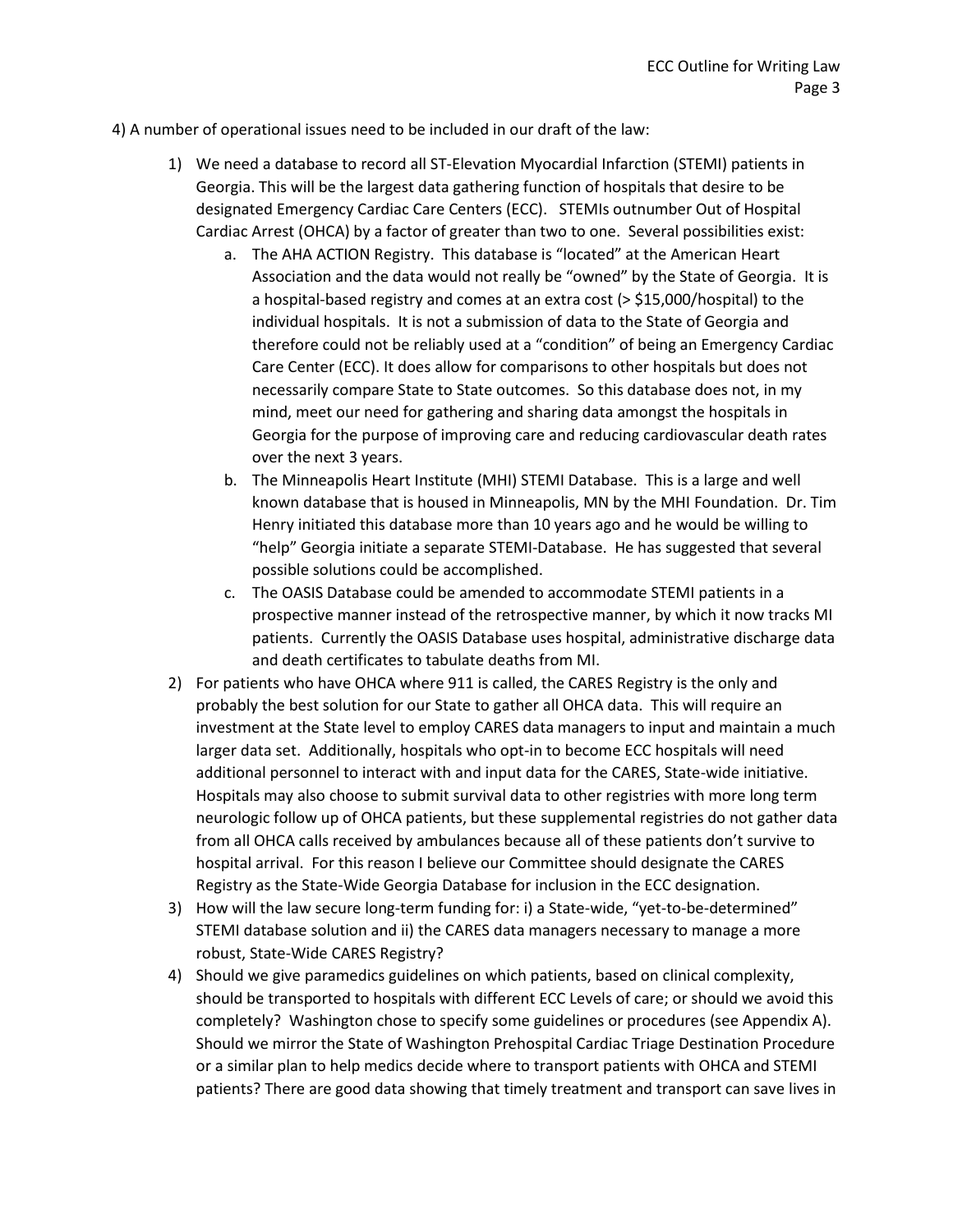4) A number of operational issues need to be included in our draft of the law:

1) We need a database to record all ST-Elevation Myocardial Infarction (STEMI) patients in Georgia. This will be the largest data gathering function of hospitals that desire to be designated Emergency Cardiac Care Centers (ECC). STEMIs outnumber Out of Hospital Cardiac Arrest (OHCA) by a factor of greater than two to one. Several possibilities exist:
   a. The AHA ACTION Registry. This database is "located" at the American Heart Association and the data would not really be "owned" by the State of Georgia. It is a hospital-based registry and comes at an extra cost (> $15,000/hospital) to the individual hospitals. It is not a submission of data to the State of Georgia and therefore could not be reliably used at a "condition" of being an Emergency Cardiac Care Center (ECC). It does allow for comparisons to other hospitals but does not necessarily compare State to State outcomes. So this database does not, in my mind, meet our need for gathering and sharing data amongst the hospitals in Georgia for the purpose of improving care and reducing cardiovascular death rates over the next 3 years.
   b. The Minneapolis Heart Institute (MHI) STEMI Database. This is a large and well known database that is housed in Minneapolis, MN by the MHI Foundation. Dr. Tim Henry initiated this database more than 10 years ago and he would be willing to "help" Georgia initiate a separate STEMI-Database. He has suggested that several possible solutions could be accomplished.
   c. The OASIS Database could be amended to accommodate STEMI patients in a prospective manner instead of the retrospective manner, by which it now tracks MI patients. Currently the OASIS Database uses hospital, administrative discharge data and death certificates to tabulate deaths from MI.
2) For patients who have OHCA where 911 is called, the CARES Registry is the only and probably the best solution for our State to gather all OHCA data. This will require an investment at the State level to employ CARES data managers to input and maintain a much larger data set. Additionally, hospitals who opt-in to become ECC hospitals will need additional personnel to interact with and input data for the CARES, State-wide initiative. Hospitals may also choose to submit survival data to other registries with more long term neurologic follow up of OHCA patients, but these supplemental registries do not gather data from all OHCA calls received by ambulances because all of these patients don't survive to hospital arrival. For this reason I believe our Committee should designate the CARES Registry as the State-Wide Georgia Database for inclusion in the ECC designation.
3) How will the law secure long-term funding for: i) a State-wide, "yet-to-be-determined" STEMI database solution and ii) the CARES data managers necessary to manage a more robust, State-Wide CARES Registry?
4) Should we give paramedics guidelines on which patients, based on clinical complexity, should be transported to hospitals with different ECC Levels of care; or should we avoid this completely? Washington chose to specify some guidelines or procedures (see Appendix A). Should we mirror the State of Washington Prehospital Cardiac Triage Destination Procedure or a similar plan to help medics decide where to transport patients with OHCA and STEMI patients? There are good data showing that timely treatment and transport can save lives in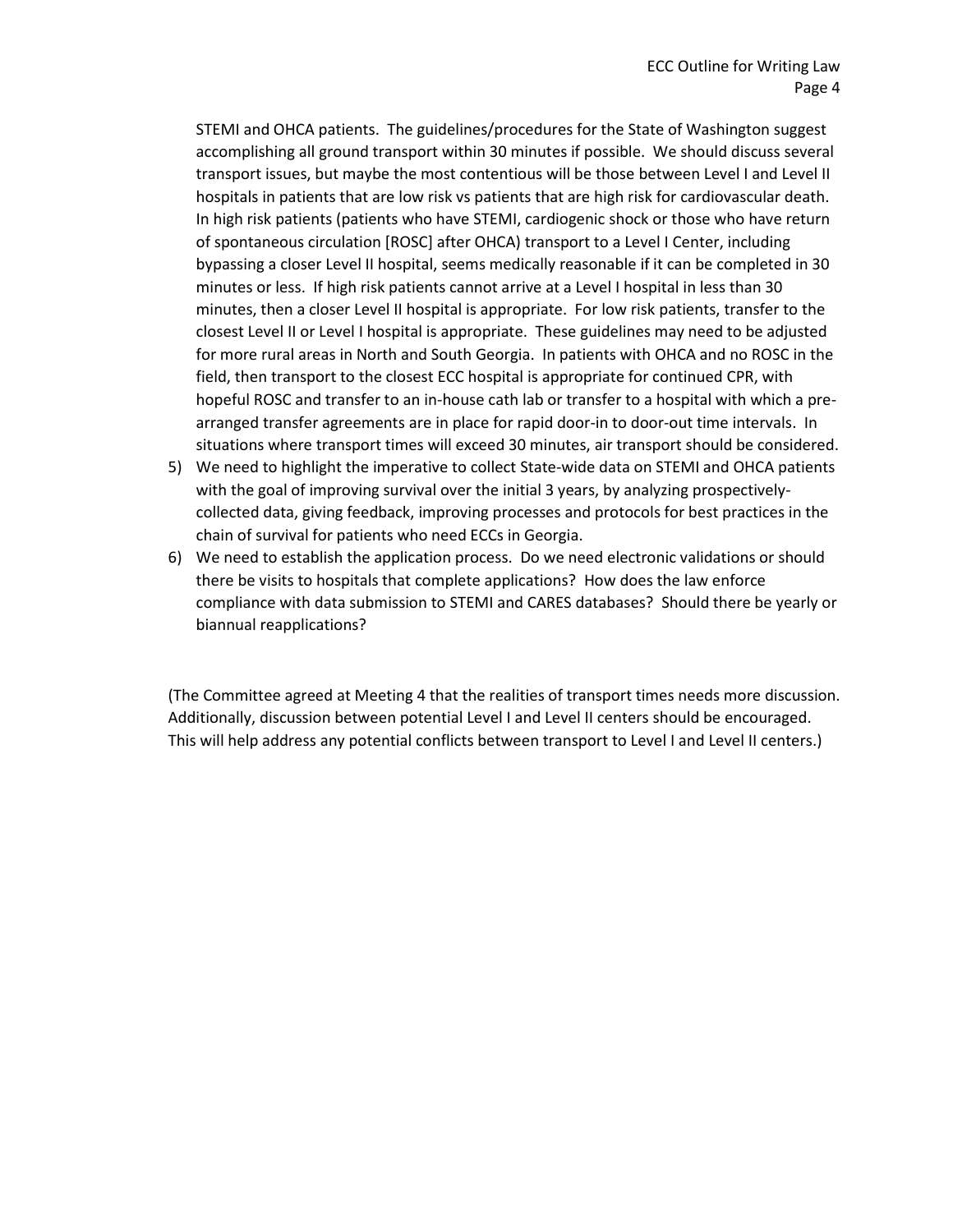STEMI and OHCA patients. The guidelines/procedures for the State of Washington suggest accomplishing all ground transport within 30 minutes if possible. We should discuss several transport issues, but maybe the most contentious will be those between Level I and Level II hospitals in patients that are low risk vs patients that are high risk for cardiovascular death. In high risk patients (patients who have STEMI, cardiogenic shock or those who have return of spontaneous circulation [ROSC] after OHCA) transport to a Level I Center, including bypassing a closer Level II hospital, seems medically reasonable if it can be completed in 30 minutes or less. If high risk patients cannot arrive at a Level I hospital in less than 30 minutes, then a closer Level II hospital is appropriate. For low risk patients, transfer to the closest Level II or Level I hospital is appropriate. These guidelines may need to be adjusted for more rural areas in North and South Georgia. In patients with OHCA and no ROSC in the field, then transport to the closest ECC hospital is appropriate for continued CPR, with hopeful ROSC and transfer to an in-house cath lab or transfer to a hospital with which a pre-arranged transfer agreements are in place for rapid door-in to door-out time intervals. In situations where transport times will exceed 30 minutes, air transport should be considered.

5) We need to highlight the imperative to collect State-wide data on STEMI and OHCA patients with the goal of improving survival over the initial 3 years, by analyzing prospectively-collected data, giving feedback, improving processes and protocols for best practices in the chain of survival for patients who need ECCs in Georgia.
6) We need to establish the application process. Do we need electronic validations or should there be visits to hospitals that complete applications? How does the law enforce compliance with data submission to STEMI and CARES databases? Should there be yearly or biannual reapplications?

(The Committee agreed at Meeting 4 that the realities of transport times needs more discussion. Additionally, discussion between potential Level I and Level II centers should be encouraged. This will help address any potential conflicts between transport to Level I and Level II centers.)